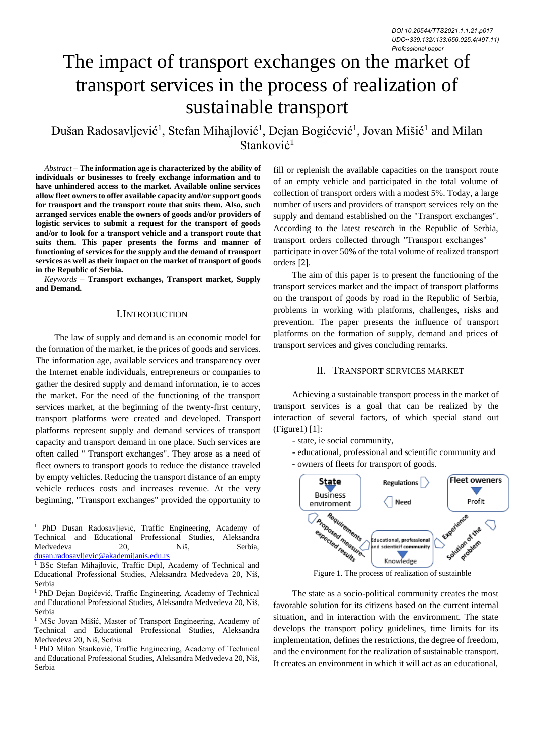DOI 10.20544/TTS2021.1.1.21.p017
UDC••339.132/.133:656.025.4(497.11)
*Professional paper*

# The impact of transport exchanges on the market of transport services in the process of realization of sustainable transport

Dušan Radosavljević[1], Stefan Mihajlović[1], Dejan Bogićević[1], Jovan Mišić[1] and Milan Stanković[1]

*Abstract* – **The information age is characterized by the ability of individuals or businesses to freely exchange information and to have unhindered access to the market. Available online services allow fleet owners to offer available capacity and/or support goods for transport and the transport route that suits them. Also, such arranged services enable the owners of goods and/or providers of logistic services to submit a request for the transport of goods and/or to look for a transport vehicle and a transport route that suits them. This paper presents the forms and manner of functioning of services for the supply and the demand of transport services as well as their impact on the market of transport of goods in the Republic of Serbia.**

*Keywords* – **Transport exchanges, Transport market, Supply and Demand.**

## I. INTRODUCTION

The law of supply and demand is an economic model for the formation of the market, ie the prices of goods and services. The information age, available services and transparency over the Internet enable individuals, entrepreneurs or companies to gather the desired supply and demand information, ie to acces the market. For the need of the functioning of the transport services market, at the beginning of the twenty-first century, transport platforms were created and developed. Transport platforms represent supply and demand services of transport capacity and transport demand in one place. Such services are often called " Transport exchanges". They arose as a need of fleet owners to transport goods to reduce the distance traveled by empty vehicles. Reducing the transport distance of an empty vehicle reduces costs and increases revenue. At the very beginning, "Transport exchanges" provided the opportunity to fill or replenish the available capacities on the transport route of an empty vehicle and participated in the total volume of collection of transport orders with a modest 5%. Today, a large number of users and providers of transport services rely on the supply and demand established on the "Transport exchanges". According to the latest research in the Republic of Serbia, transport orders collected through "Transport exchanges" participate in over 50% of the total volume of realized transport orders [2].

The aim of this paper is to present the functioning of the transport services market and the impact of transport platforms on the transport of goods by road in the Republic of Serbia, problems in working with platforms, challenges, risks and prevention. The paper presents the influence of transport platforms on the formation of supply, demand and prices of transport services and gives concluding remarks.

## II. TRANSPORT SERVICES MARKET

Achieving a sustainable transport process in the market of transport services is a goal that can be realized by the interaction of several factors, of which special stand out (Figure1) [1]:

- state, ie social community,
- educational, professional and scientific community and
- owners of fleets for transport of goods.

State
Business enviroment
Regulations
Need
Fleet oweners
Profit
Requirements
Proposed measure
expected results
Educational, professional and scienticif community
Knowledge
Experience
Solution of the problem

Figure 1. The process of realization of sustainble

The state as a socio-political community creates the most favorable solution for its citizens based on the current internal situation, and in interaction with the environment. The state develops the transport policy guidelines, time limits for its implementation, defines the restrictions, the degree of freedom, and the environment for the realization of sustainable transport. It creates an environment in which it will act as an educational,

[1] PhD Dusan Radosavljević, Traffic Engineering, Academy of Technical and Educational Professional Studies, Aleksandra Medvedeva 20, Niš, Serbia, dusan.radosavljevic@akademijanis.edu.rs

[1] BSc Stefan Mihajlovic, Traffic Dipl, Academy of Technical and Educational Professional Studies, Aleksandra Medvedeva 20, Niš, Serbia

[1] PhD Dejan Bogićević, Traffic Engineering, Academy of Technical and Educational Professional Studies, Aleksandra Medvedeva 20, Niš, Serbia

[1] MSc Jovan Mišić, Master of Transport Engineering, Academy of Technical and Educational Professional Studies, Aleksandra Medvedeva 20, Niš, Serbia

[1] PhD Milan Stanković, Traffic Engineering, Academy of Technical and Educational Professional Studies, Aleksandra Medvedeva 20, Niš, Serbia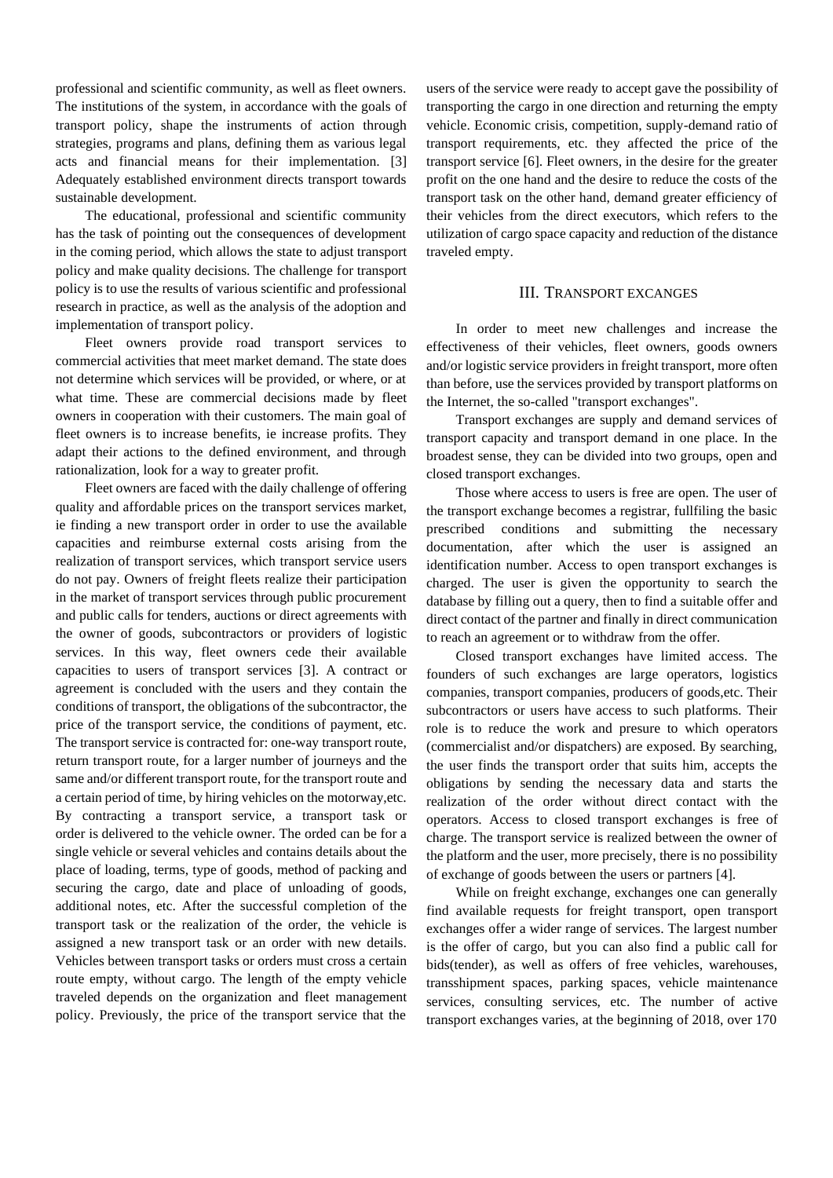professional and scientific community, as well as fleet owners. The institutions of the system, in accordance with the goals of transport policy, shape the instruments of action through strategies, programs and plans, defining them as various legal acts and financial means for their implementation. [3] Adequately established environment directs transport towards sustainable development.

The educational, professional and scientific community has the task of pointing out the consequences of development in the coming period, which allows the state to adjust transport policy and make quality decisions. The challenge for transport policy is to use the results of various scientific and professional research in practice, as well as the analysis of the adoption and implementation of transport policy.

Fleet owners provide road transport services to commercial activities that meet market demand. The state does not determine which services will be provided, or where, or at what time. These are commercial decisions made by fleet owners in cooperation with their customers. The main goal of fleet owners is to increase benefits, ie increase profits. They adapt their actions to the defined environment, and through rationalization, look for a way to greater profit.

Fleet owners are faced with the daily challenge of offering quality and affordable prices on the transport services market, ie finding a new transport order in order to use the available capacities and reimburse external costs arising from the realization of transport services, which transport service users do not pay. Owners of freight fleets realize their participation in the market of transport services through public procurement and public calls for tenders, auctions or direct agreements with the owner of goods, subcontractors or providers of logistic services. In this way, fleet owners cede their available capacities to users of transport services [3]. A contract or agreement is concluded with the users and they contain the conditions of transport, the obligations of the subcontractor, the price of the transport service, the conditions of payment, etc. The transport service is contracted for: one-way transport route, return transport route, for a larger number of journeys and the same and/or different transport route, for the transport route and a certain period of time, by hiring vehicles on the motorway,etc. By contracting a transport service, a transport task or order is delivered to the vehicle owner. The orded can be for a single vehicle or several vehicles and contains details about the place of loading, terms, type of goods, method of packing and securing the cargo, date and place of unloading of goods, additional notes, etc. After the successful completion of the transport task or the realization of the order, the vehicle is assigned a new transport task or an order with new details. Vehicles between transport tasks or orders must cross a certain route empty, without cargo. The length of the empty vehicle traveled depends on the organization and fleet management policy. Previously, the price of the transport service that the users of the service were ready to accept gave the possibility of transporting the cargo in one direction and returning the empty vehicle. Economic crisis, competition, supply-demand ratio of transport requirements, etc. they affected the price of the transport service [6]. Fleet owners, in the desire for the greater profit on the one hand and the desire to reduce the costs of the transport task on the other hand, demand greater efficiency of their vehicles from the direct executors, which refers to the utilization of cargo space capacity and reduction of the distance traveled empty.

## III. Transport excanges

In order to meet new challenges and increase the effectiveness of their vehicles, fleet owners, goods owners and/or logistic service providers in freight transport, more often than before, use the services provided by transport platforms on the Internet, the so-called "transport exchanges".

Transport exchanges are supply and demand services of transport capacity and transport demand in one place. In the broadest sense, they can be divided into two groups, open and closed transport exchanges.

Those where access to users is free are open. The user of the transport exchange becomes a registrar, fullfiling the basic prescribed conditions and submitting the necessary documentation, after which the user is assigned an identification number. Access to open transport exchanges is charged. The user is given the opportunity to search the database by filling out a query, then to find a suitable offer and direct contact of the partner and finally in direct communication to reach an agreement or to withdraw from the offer.

Closed transport exchanges have limited access. The founders of such exchanges are large operators, logistics companies, transport companies, producers of goods,etc. Their subcontractors or users have access to such platforms. Their role is to reduce the work and presure to which operators (commercialist and/or dispatchers) are exposed. By searching, the user finds the transport order that suits him, accepts the obligations by sending the necessary data and starts the realization of the order without direct contact with the operators. Access to closed transport exchanges is free of charge. The transport service is realized between the owner of the platform and the user, more precisely, there is no possibility of exchange of goods between the users or partners [4].

While on freight exchange, exchanges one can generally find available requests for freight transport, open transport exchanges offer a wider range of services. The largest number is the offer of cargo, but you can also find a public call for bids(tender), as well as offers of free vehicles, warehouses, transshipment spaces, parking spaces, vehicle maintenance services, consulting services, etc. The number of active transport exchanges varies, at the beginning of 2018, over 170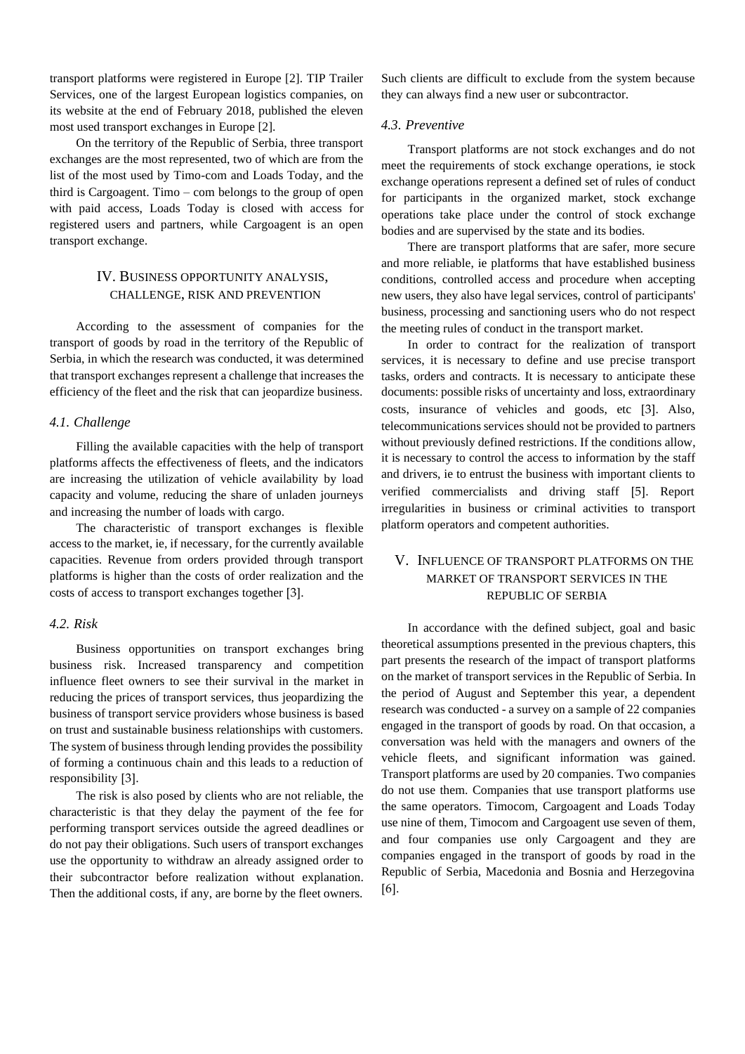transport platforms were registered in Europe [2]. TIP Trailer Services, one of the largest European logistics companies, on its website at the end of February 2018, published the eleven most used transport exchanges in Europe [2].

On the territory of the Republic of Serbia, three transport exchanges are the most represented, two of which are from the list of the most used by Timo-com and Loads Today, and the third is Cargoagent. Timo – com belongs to the group of open with paid access, Loads Today is closed with access for registered users and partners, while Cargoagent is an open transport exchange.

## IV. Business opportunity analysis, challenge, risk and prevention

According to the assessment of companies for the transport of goods by road in the territory of the Republic of Serbia, in which the research was conducted, it was determined that transport exchanges represent a challenge that increases the efficiency of the fleet and the risk that can jeopardize business.

### *4.1. Challenge*

Filling the available capacities with the help of transport platforms affects the effectiveness of fleets, and the indicators are increasing the utilization of vehicle availability by load capacity and volume, reducing the share of unladen journeys and increasing the number of loads with cargo.

The characteristic of transport exchanges is flexible access to the market, ie, if necessary, for the currently available capacities. Revenue from orders provided through transport platforms is higher than the costs of order realization and the costs of access to transport exchanges together [3].

### *4.2. Risk*

Business opportunities on transport exchanges bring business risk. Increased transparency and competition influence fleet owners to see their survival in the market in reducing the prices of transport services, thus jeopardizing the business of transport service providers whose business is based on trust and sustainable business relationships with customers. The system of business through lending provides the possibility of forming a continuous chain and this leads to a reduction of responsibility [3].

The risk is also posed by clients who are not reliable, the characteristic is that they delay the payment of the fee for performing transport services outside the agreed deadlines or do not pay their obligations. Such users of transport exchanges use the opportunity to withdraw an already assigned order to their subcontractor before realization without explanation. Then the additional costs, if any, are borne by the fleet owners. Such clients are difficult to exclude from the system because they can always find a new user or subcontractor.

### *4.3. Preventive*

Transport platforms are not stock exchanges and do not meet the requirements of stock exchange operations, ie stock exchange operations represent a defined set of rules of conduct for participants in the organized market, stock exchange operations take place under the control of stock exchange bodies and are supervised by the state and its bodies.

There are transport platforms that are safer, more secure and more reliable, ie platforms that have established business conditions, controlled access and procedure when accepting new users, they also have legal services, control of participants' business, processing and sanctioning users who do not respect the meeting rules of conduct in the transport market.

In order to contract for the realization of transport services, it is necessary to define and use precise transport tasks, orders and contracts. It is necessary to anticipate these documents: possible risks of uncertainty and loss, extraordinary costs, insurance of vehicles and goods, etc [3]. Also, telecommunications services should not be provided to partners without previously defined restrictions. If the conditions allow, it is necessary to control the access to information by the staff and drivers, ie to entrust the business with important clients to verified commercialists and driving staff [5]. Report irregularities in business or criminal activities to transport platform operators and competent authorities.

## V. Influence of transport platforms on the market of transport services in the Republic of Serbia

In accordance with the defined subject, goal and basic theoretical assumptions presented in the previous chapters, this part presents the research of the impact of transport platforms on the market of transport services in the Republic of Serbia. In the period of August and September this year, a dependent research was conducted - a survey on a sample of 22 companies engaged in the transport of goods by road. On that occasion, a conversation was held with the managers and owners of the vehicle fleets, and significant information was gained. Transport platforms are used by 20 companies. Two companies do not use them. Companies that use transport platforms use the same operators. Timocom, Cargoagent and Loads Today use nine of them, Timocom and Cargoagent use seven of them, and four companies use only Cargoagent and they are companies engaged in the transport of goods by road in the Republic of Serbia, Macedonia and Bosnia and Herzegovina [6].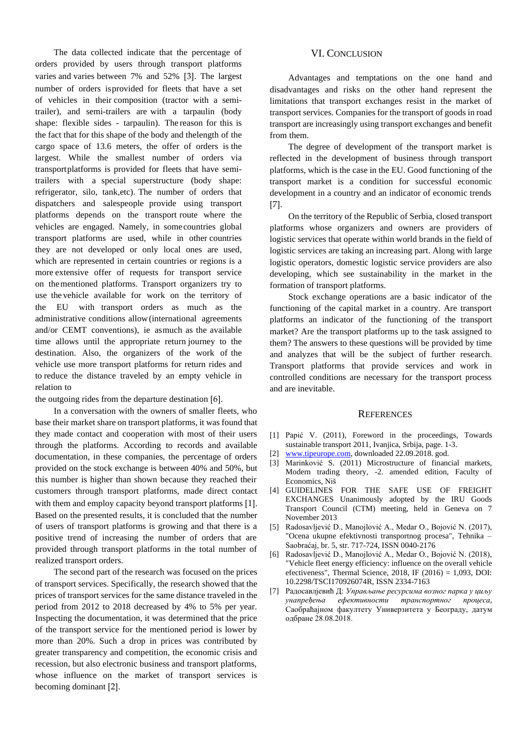The data collected indicate that the percentage of orders provided by users through transport platforms varies and varies between 7% and 52% [3]. The largest number of orders isprovided for fleets that have a set of vehicles in their composition (tractor with a semi-trailer), and semi-trailers are with a tarpaulin (body shape: flexible sides - tarpaulin). The reason for this is the fact that for this shape of the body and thelength of the cargo space of 13.6 meters, the offer of orders is the largest. While the smallest number of orders via transportplatforms is provided for fleets that have semi-trailers with a special superstructure (body shape: refrigerator, silo, tank,etc). The number of orders that dispatchers and salespeople provide using transport platforms depends on the transport route where the vehicles are engaged. Namely, in somecountries global transport platforms are used, while in other countries they are not developed or only local ones are used, which are represented in certain countries or regions is a more extensive offer of requests for transport service on thementioned platforms. Transport organizers try to use thevehicle available for work on the territory of the EU with transport orders as much as the administrative conditions allow(international agreements and/or CEMT conventions), ie asmuch as the available time allows until the appropriate return journey to the destination. Also, the organizers of the work of the vehicle use more transport platforms for return rides and to reduce the distance traveled by an empty vehicle in relation to the outgoing rides from the departure destination [6].

In a conversation with the owners of smaller fleets, who base their market share on transport platforms, it was found that they made contact and cooperation with most of their users through the platforms. According to records and available documentation, in these companies, the percentage of orders provided on the stock exchange is between 40% and 50%, but this number is higher than shown because they reached their customers through transport platforms, made direct contact with them and employ capacity beyond transport platforms [1]. Based on the presented results, it is concluded that the number of users of transport platforms is growing and that there is a positive trend of increasing the number of orders that are provided through transport platforms in the total number of realized transport orders.

The second part of the research was focused on the prices of transport services. Specifically, the research showed that the prices of transport services for the same distance traveled in the period from 2012 to 2018 decreased by 4% to 5% per year. Inspecting the documentation, it was determined that the price of the transport service for the mentioned period is lower by more than 20%. Such a drop in prices was contributed by greater transparency and competition, the economic crisis and recession, but also electronic business and transport platforms, whose influence on the market of transport services is becoming dominant [2].

## VI. Conclusion

Advantages and temptations on the one hand and disadvantages and risks on the other hand represent the limitations that transport exchanges resist in the market of transport services. Companies for the transport of goods in road transport are increasingly using transport exchanges and benefit from them.

The degree of development of the transport market is reflected in the development of business through transport platforms, which is the case in the EU. Good functioning of the transport market is a condition for successful economic development in a country and an indicator of economic trends [7].

On the territory of the Republic of Serbia, closed transport platforms whose organizers and owners are providers of logistic services that operate within world brands in the field of logistic services are taking an increasing part. Along with large logistic operators, domestic logistic service providers are also developing, which see sustainability in the market in the formation of transport platforms.

Stock exchange operations are a basic indicator of the functioning of the capital market in a country. Are transport platforms an indicator of the functioning of the transport market? Are the transport platforms up to the task assigned to them? The answers to these questions will be provided by time and analyzes that will be the subject of further research. Transport platforms that provide services and work in controlled conditions are necessary for the transport process and are inevitable.

## References

[1] Papić V. (2011), Foreword in the proceedings, Towards sustainable transport 2011, Ivanjica, Srbija, page. 1-3.

[2] www.tipeurope.com, downloaded 22.09.2018. god.

[3] Marinković S. (2011) Microstructure of financial markets, Modern trading theory, -2. amended edition, Faculty of Economics, Niš

[4] GUIDELINES FOR THE SAFE USE OF FREIGHT EXCHANGES Unanimously adopted by the IRU Goods Transport Council (CTM) meeting, held in Geneva on 7 November 2013

[5] Radosavljević D., Manojlović A., Medar O., Bojović N. (2017), "Ocena ukupne efektivnosti transportnog procesa", Tehnika – Saobraćaj, br. 5, str. 717-724, ISSN 0040-2176

[6] Radosavljević D., Manojlović A., Medar O., Bojović N. (2018), "Vehicle fleet energy efficiency: influence on the overall vehicle efectiveness", Thermal Science, 2018, IF (2016) = 1,093, DOI: 10.2298/TSCI170926074R, ISSN 2334-7163

[7] Радосављевић Д: *Управљање ресурсима возног парка у циљу унапређења ефективности транспортног процеса*, Саобраћајном факултету Универзитета у Београду, датум одбране 28.08.2018.